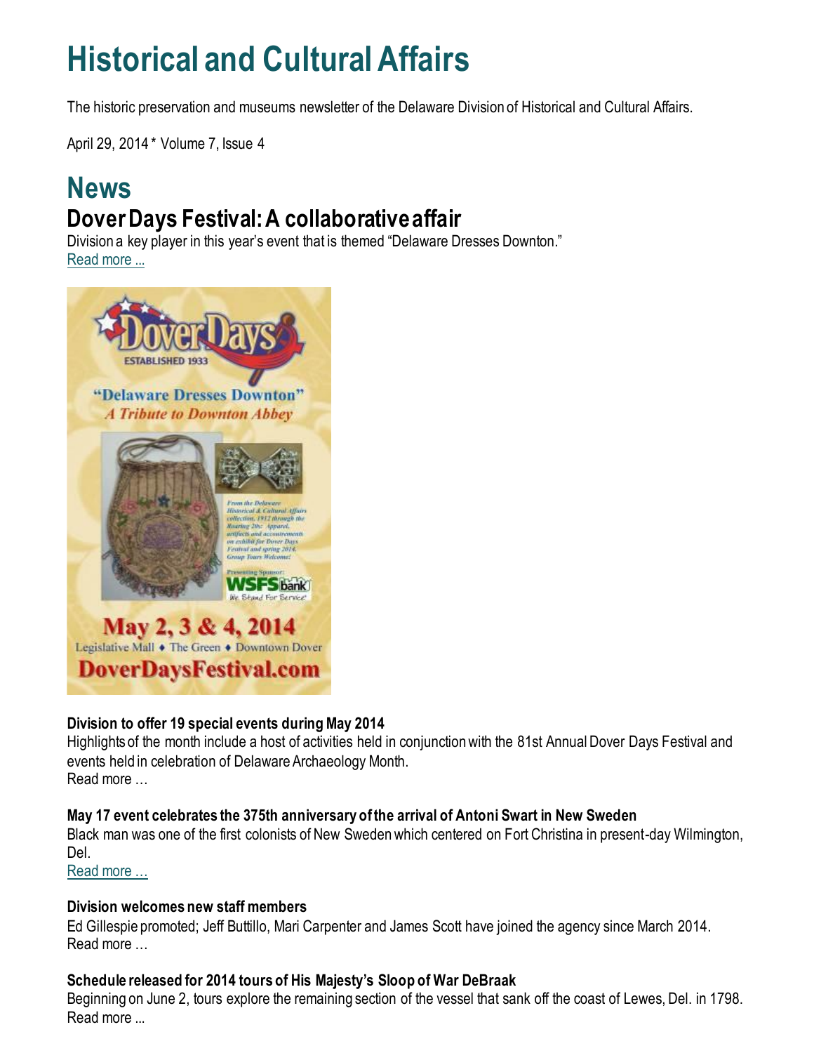# Historical and Cultural Affairs

The historic preservation and museums newsletter of the Delaware Division of Historical and Cultural Affairs.

April 29, 2014 * Volume 7, Issue 4

## News

### Dover Days Festival: A collaborative affair

Division a key player in this year's event that is themed "Delaware Dresses Downton."
Read more ...

**Division to offer 19 special events during May 2014**
Highlights of the month include a host of activities held in conjunction with the 81st Annual Dover Days Festival and events held in celebration of Delaware Archaeology Month.
Read more …

**May 17 event celebrates the 375th anniversary of the arrival of Antoni Swart in New Sweden**
Black man was one of the first colonists of New Sweden which centered on Fort Christina in present-day Wilmington, Del.
Read more …

**Division welcomes new staff members**
Ed Gillespie promoted; Jeff Buttillo, Mari Carpenter and James Scott have joined the agency since March 2014.
Read more …

**Schedule released for 2014 tours of His Majesty's Sloop of War DeBraak**
Beginning on June 2, tours explore the remaining section of the vessel that sank off the coast of Lewes, Del. in 1798.
Read more ...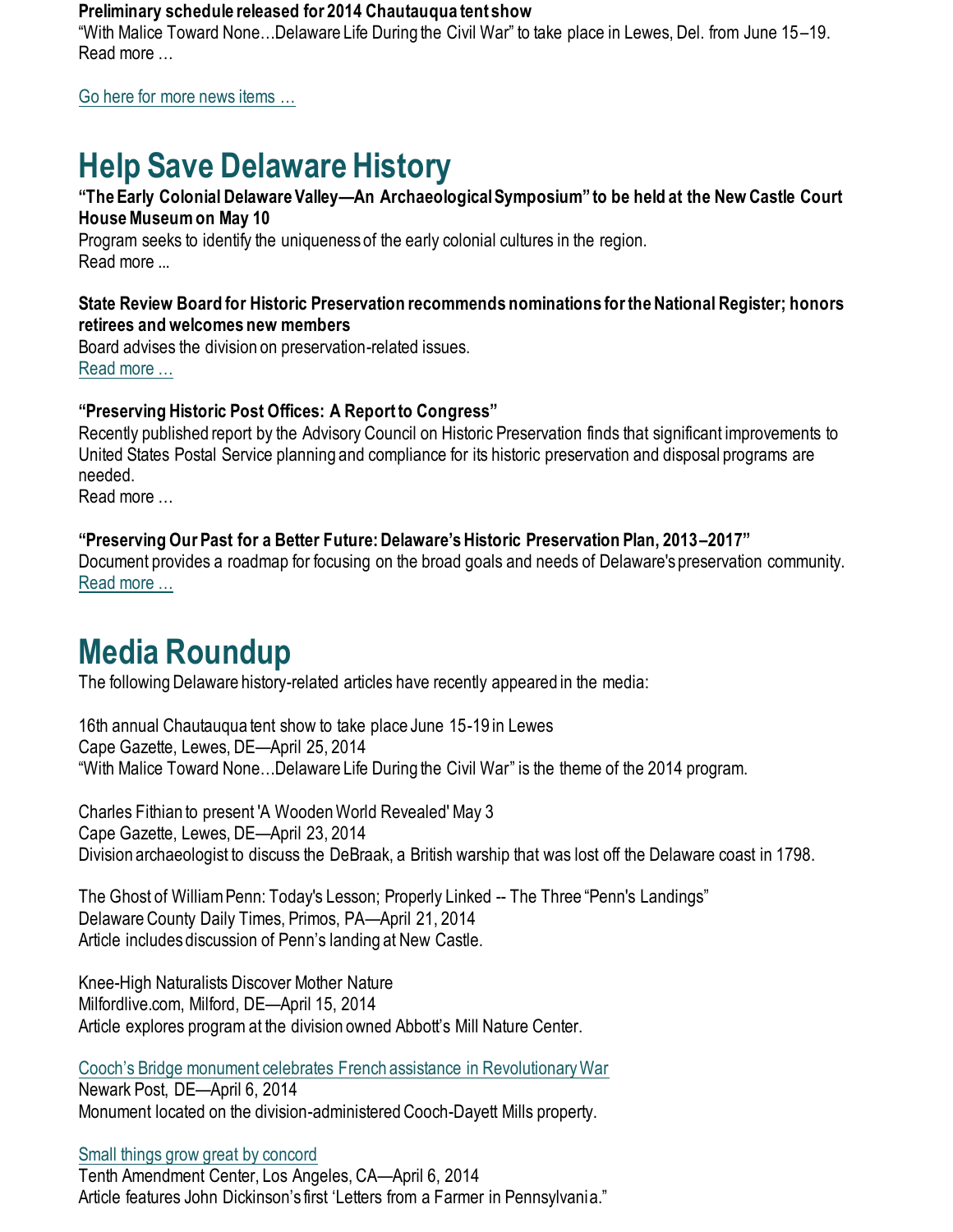**Preliminary schedule released for 2014 Chautauqua tent show**

"With Malice Toward None…Delaware Life During the Civil War" to take place in Lewes, Del. from June 15–19.
Read more …

Go here for more news items …

# Help Save Delaware History

**"The Early Colonial Delaware Valley—An Archaeological Symposium" to be held at the New Castle Court House Museum on May 10**

Program seeks to identify the uniqueness of the early colonial cultures in the region.
Read more ...

**State Review Board for Historic Preservation recommends nominations for the National Register; honors retirees and welcomes new members**

Board advises the division on preservation-related issues.
Read more …

**"Preserving Historic Post Offices: A Report to Congress"**

Recently published report by the Advisory Council on Historic Preservation finds that significant improvements to United States Postal Service planning and compliance for its historic preservation and disposal programs are needed.
Read more …

**"Preserving Our Past for a Better Future: Delaware's Historic Preservation Plan, 2013–2017"**

Document provides a roadmap for focusing on the broad goals and needs of Delaware's preservation community.
Read more …

# Media Roundup

The following Delaware history-related articles have recently appeared in the media:

16th annual Chautauqua tent show to take place June 15-19 in Lewes
Cape Gazette, Lewes, DE—April 25, 2014
"With Malice Toward None…Delaware Life During the Civil War" is the theme of the 2014 program.

Charles Fithian to present 'A Wooden World Revealed' May 3
Cape Gazette, Lewes, DE—April 23, 2014
Division archaeologist to discuss the DeBraak, a British warship that was lost off the Delaware coast in 1798.

The Ghost of William Penn: Today's Lesson; Properly Linked -- The Three "Penn's Landings"
Delaware County Daily Times, Primos, PA—April 21, 2014
Article includes discussion of Penn's landing at New Castle.

Knee-High Naturalists Discover Mother Nature
Milfordlive.com, Milford, DE—April 15, 2014
Article explores program at the division owned Abbott's Mill Nature Center.

Cooch's Bridge monument celebrates French assistance in Revolutionary War
Newark Post, DE—April 6, 2014
Monument located on the division-administered Cooch-Dayett Mills property.

Small things grow great by concord
Tenth Amendment Center, Los Angeles, CA—April 6, 2014
Article features John Dickinson's first 'Letters from a Farmer in Pennsylvania."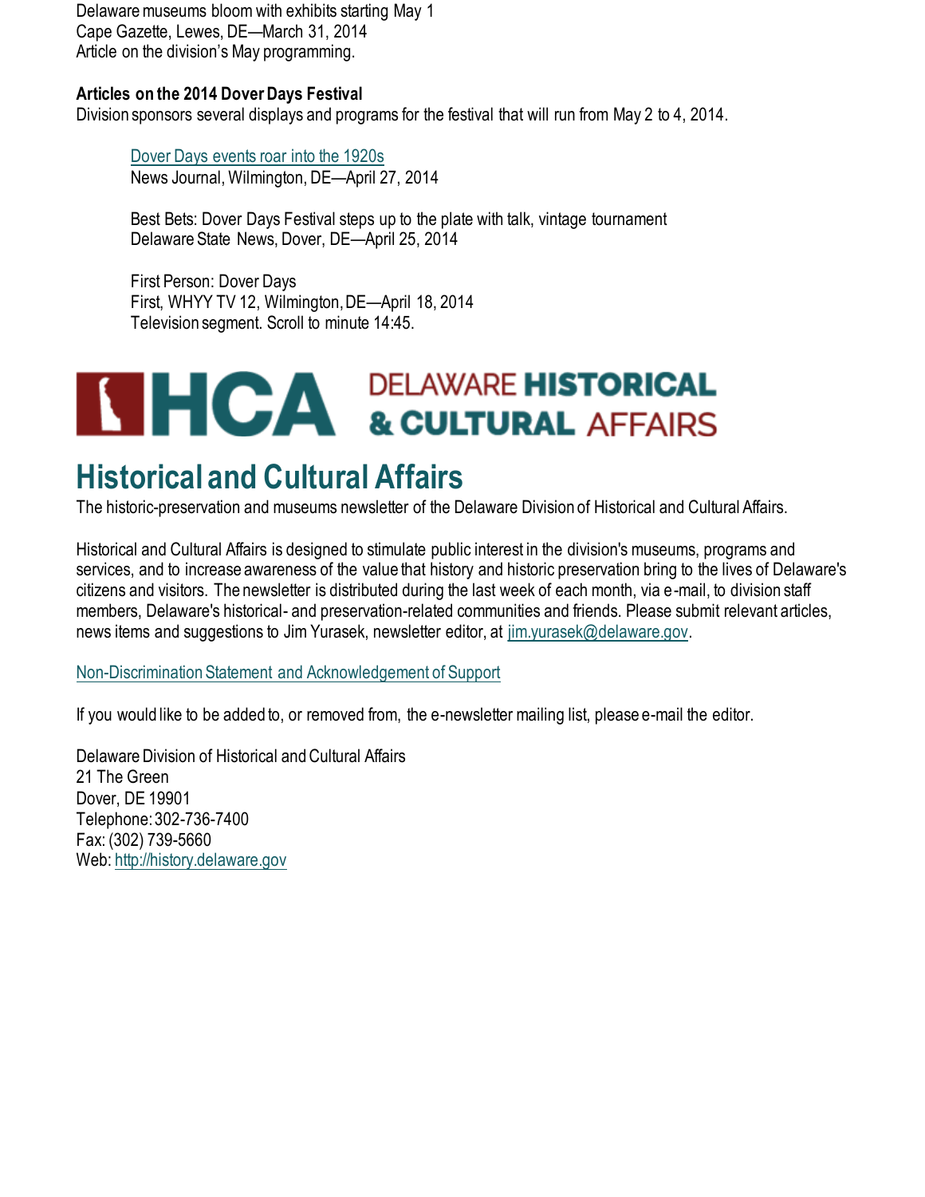Delaware museums bloom with exhibits starting May 1
Cape Gazette, Lewes, DE—March 31, 2014
Article on the division's May programming.

**Articles on the 2014 Dover Days Festival**
Division sponsors several displays and programs for the festival that will run from May 2 to 4, 2014.

> Dover Days events roar into the 1920s
> News Journal, Wilmington, DE—April 27, 2014
>
> Best Bets: Dover Days Festival steps up to the plate with talk, vintage tournament
> Delaware State News, Dover, DE—April 25, 2014
>
> First Person: Dover Days
> First, WHYY TV 12, Wilmington, DE—April 18, 2014
> Television segment. Scroll to minute 14:45.

HCA DELAWARE HISTORICAL & CULTURAL AFFAIRS

# Historical and Cultural Affairs

The historic-preservation and museums newsletter of the Delaware Division of Historical and Cultural Affairs.

Historical and Cultural Affairs is designed to stimulate public interest in the division's museums, programs and services, and to increase awareness of the value that history and historic preservation bring to the lives of Delaware's citizens and visitors. The newsletter is distributed during the last week of each month, via e-mail, to division staff members, Delaware's historical- and preservation-related communities and friends. Please submit relevant articles, news items and suggestions to Jim Yurasek, newsletter editor, at jim.yurasek@delaware.gov.

Non-Discrimination Statement and Acknowledgement of Support

If you would like to be added to, or removed from, the e-newsletter mailing list, please e-mail the editor.

Delaware Division of Historical and Cultural Affairs
21 The Green
Dover, DE 19901
Telephone: 302-736-7400
Fax: (302) 739-5660
Web: http://history.delaware.gov